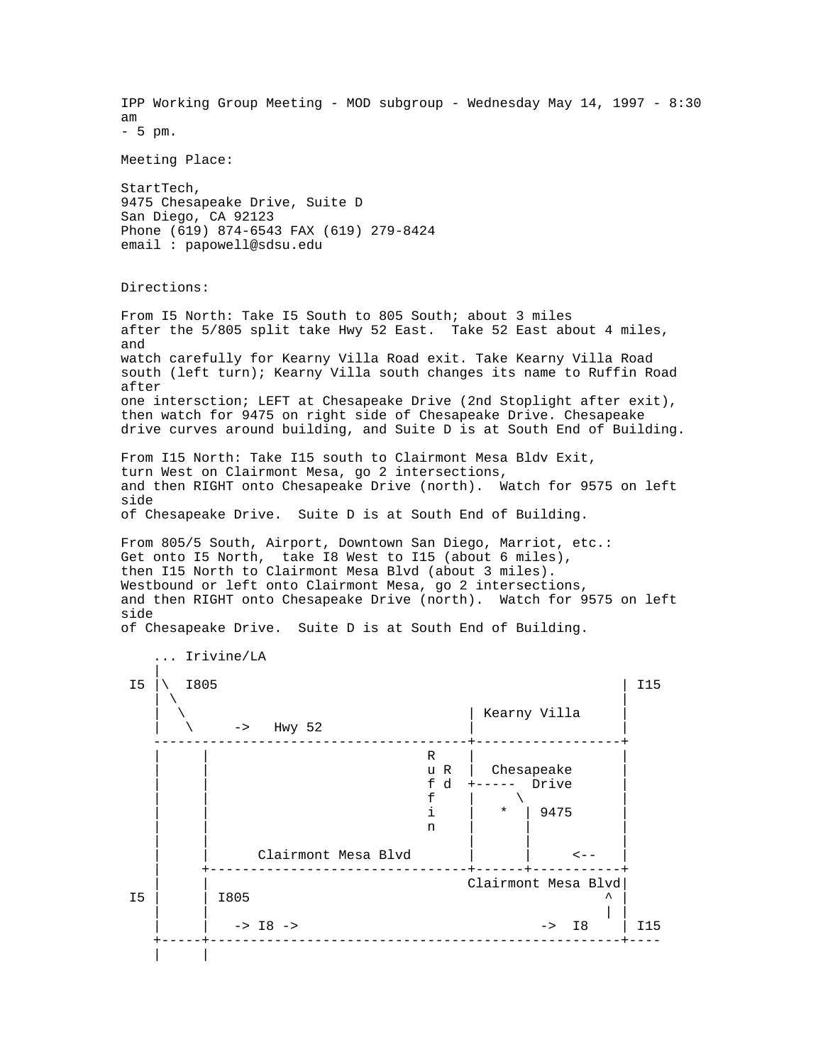IPP Working Group Meeting - MOD subgroup - Wednesday May 14, 1997 - 8:30 am
- 5 pm.

Meeting Place:

StartTech,
9475 Chesapeake Drive, Suite D
San Diego, CA 92123
Phone (619) 874-6543 FAX (619) 279-8424
email : papowell@sdsu.edu

Directions:

From I5 North: Take I5 South to 805 South; about 3 miles
after the 5/805 split take Hwy 52 East. Take 52 East about 4 miles, and
watch carefully for Kearny Villa Road exit. Take Kearny Villa Road
south (left turn); Kearny Villa south changes its name to Ruffin Road after
one intersction; LEFT at Chesapeake Drive (2nd Stoplight after exit),
then watch for 9475 on right side of Chesapeake Drive. Chesapeake
drive curves around building, and Suite D is at South End of Building.

From I15 North: Take I15 south to Clairmont Mesa Bldv Exit,
turn West on Clairmont Mesa, go 2 intersections,
and then RIGHT onto Chesapeake Drive (north). Watch for 9575 on left side
of Chesapeake Drive. Suite D is at South End of Building.

From 805/5 South, Airport, Downtown San Diego, Marriot, etc.:
Get onto I5 North, take I8 West to I15 (about 6 miles),
then I15 North to Clairmont Mesa Blvd (about 3 miles).
Westbound or left onto Clairmont Mesa, go 2 intersections,
and then RIGHT onto Chesapeake Drive (north). Watch for 9575 on left side
of Chesapeake Drive. Suite D is at South End of Building.

```
    ... Irivine/LA
    |
 I5 |\  I805                                         | I15
    | \                                              |
    |  \                              | Kearny Villa     |
    |   \     ->   Hwy 52             |                  |
    ----------------------------------+------------------+
    |     |                        R   |                  |
    |     |                        u R |  Chesapeake      |
    |     |                        f d  +-----  Drive     |
    |     |                        f   |     \            |
    |     |                        i   |   *  | 9475      |
    |     |                        n   |      |           |
    |     |                            |      |           |
    |     |      Clairmont Mesa Blvd   |      |     <--   |
    |     +----------------------------+------+-----------+
    |     |                            Clairmont Mesa Blvd|
 I5 |     | I805                                        ^ |
    |     |                                             | |
    |     |   -> I8 ->                         ->  I8    | I15
    +-----+-------------------------------------------------+----
    |     |
```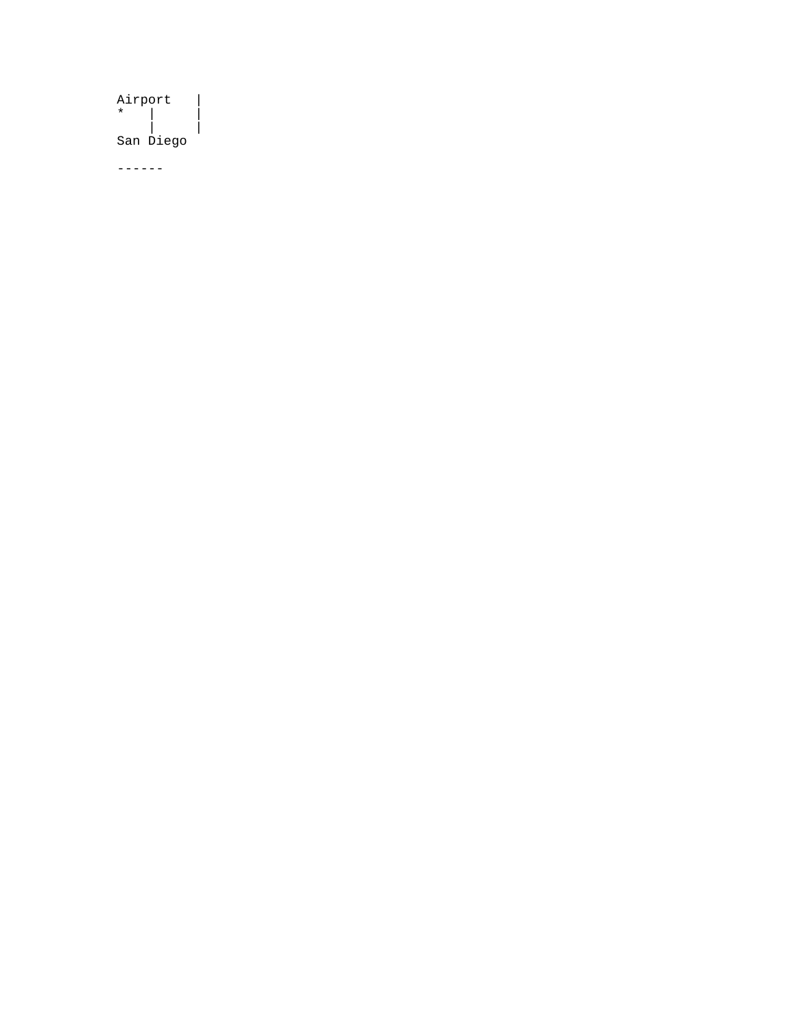```
Airport   |
*   |     |
    |     |
San Diego

------
```